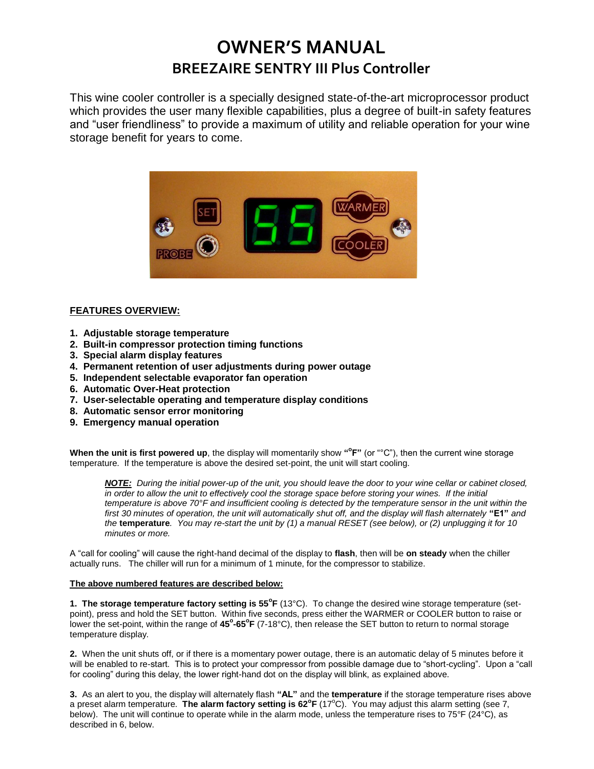# OWNER'S MANUAL

## BREEZAIRE SENTRY III Plus Controller

This wine cooler controller is a specially designed state-of-the-art microprocessor product which provides the user many flexible capabilities, plus a degree of built-in safety features and "user friendliness" to provide a maximum of utility and reliable operation for your wine storage benefit for years to come.

**FEATURES OVERVIEW:**

1. **Adjustable storage temperature**
2. **Built-in compressor protection timing functions**
3. **Special alarm display features**
4. **Permanent retention of user adjustments during power outage**
5. **Independent selectable evaporator fan operation**
6. **Automatic Over-Heat protection**
7. **User-selectable operating and temperature display conditions**
8. **Automatic sensor error monitoring**
9. **Emergency manual operation**

**When the unit is first powered up**, the display will momentarily show **"°F"** (or "°C"), then the current wine storage temperature. If the temperature is above the desired set-point, the unit will start cooling.

> ***NOTE:*** *During the initial power-up of the unit, you should leave the door to your wine cellar or cabinet closed, in order to allow the unit to effectively cool the storage space before storing your wines. If the initial temperature is above 70°F and insufficient cooling is detected by the temperature sensor in the unit within the first 30 minutes of operation, the unit will automatically shut off, and the display will flash alternately* **"E1"** *and the* **temperature***. You may re-start the unit by (1) a manual RESET (see below), or (2) unplugging it for 10 minutes or more.*

A "call for cooling" will cause the right-hand decimal of the display to **flash**, then will be **on steady** when the chiller actually runs. The chiller will run for a minimum of 1 minute, for the compressor to stabilize.

**The above numbered features are described below:**

**1. The storage temperature factory setting is 55°F** (13°C). To change the desired wine storage temperature (set-point), press and hold the SET button. Within five seconds, press either the WARMER or COOLER button to raise or lower the set-point, within the range of **45°-65°F** (7-18°C), then release the SET button to return to normal storage temperature display.

**2.** When the unit shuts off, or if there is a momentary power outage, there is an automatic delay of 5 minutes before it will be enabled to re-start. This is to protect your compressor from possible damage due to "short-cycling". Upon a "call for cooling" during this delay, the lower right-hand dot on the display will blink, as explained above.

**3.** As an alert to you, the display will alternately flash **"AL"** and the **temperature** if the storage temperature rises above a preset alarm temperature. **The alarm factory setting is 62°F** (17°C). You may adjust this alarm setting (see 7, below). The unit will continue to operate while in the alarm mode, unless the temperature rises to 75°F (24°C), as described in 6, below.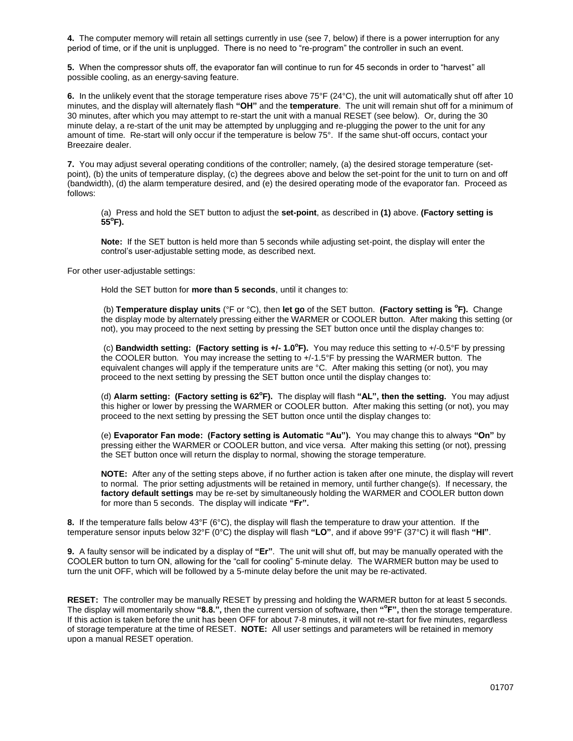**4.** The computer memory will retain all settings currently in use (see 7, below) if there is a power interruption for any period of time, or if the unit is unplugged. There is no need to "re-program" the controller in such an event.

**5.** When the compressor shuts off, the evaporator fan will continue to run for 45 seconds in order to "harvest" all possible cooling, as an energy-saving feature.

**6.** In the unlikely event that the storage temperature rises above 75°F (24°C), the unit will automatically shut off after 10 minutes, and the display will alternately flash **"OH"** and the **temperature**. The unit will remain shut off for a minimum of 30 minutes, after which you may attempt to re-start the unit with a manual RESET (see below). Or, during the 30 minute delay, a re-start of the unit may be attempted by unplugging and re-plugging the power to the unit for any amount of time. Re-start will only occur if the temperature is below 75°. If the same shut-off occurs, contact your Breezaire dealer.

**7.** You may adjust several operating conditions of the controller; namely, (a) the desired storage temperature (set-point), (b) the units of temperature display, (c) the degrees above and below the set-point for the unit to turn on and off (bandwidth), (d) the alarm temperature desired, and (e) the desired operating mode of the evaporator fan. Proceed as follows:

(a) Press and hold the SET button to adjust the **set-point**, as described in **(1)** above. **(Factory setting is 55°F).**

**Note:** If the SET button is held more than 5 seconds while adjusting set-point, the display will enter the control's user-adjustable setting mode, as described next.

For other user-adjustable settings:

Hold the SET button for **more than 5 seconds**, until it changes to:

(b) **Temperature display units** (°F or °C), then **let go** of the SET button. **(Factory setting is °F).** Change the display mode by alternately pressing either the WARMER or COOLER button. After making this setting (or not), you may proceed to the next setting by pressing the SET button once until the display changes to:

(c) **Bandwidth setting: (Factory setting is +/- 1.0°F).** You may reduce this setting to +/-0.5°F by pressing the COOLER button. You may increase the setting to +/-1.5°F by pressing the WARMER button. The equivalent changes will apply if the temperature units are °C. After making this setting (or not), you may proceed to the next setting by pressing the SET button once until the display changes to:

(d) **Alarm setting: (Factory setting is 62°F).** The display will flash **"AL", then the setting.** You may adjust this higher or lower by pressing the WARMER or COOLER button. After making this setting (or not), you may proceed to the next setting by pressing the SET button once until the display changes to:

(e) **Evaporator Fan mode: (Factory setting is Automatic "Au").** You may change this to always **"On"** by pressing either the WARMER or COOLER button, and vice versa. After making this setting (or not), pressing the SET button once will return the display to normal, showing the storage temperature.

**NOTE:** After any of the setting steps above, if no further action is taken after one minute, the display will revert to normal. The prior setting adjustments will be retained in memory, until further change(s). If necessary, the **factory default settings** may be re-set by simultaneously holding the WARMER and COOLER button down for more than 5 seconds. The display will indicate **"Fr".**

**8.** If the temperature falls below 43°F (6°C), the display will flash the temperature to draw your attention. If the temperature sensor inputs below 32°F (0°C) the display will flash **"LO"**, and if above 99°F (37°C) it will flash **"HI"**.

**9.** A faulty sensor will be indicated by a display of **"Er"**. The unit will shut off, but may be manually operated with the COOLER button to turn ON, allowing for the "call for cooling" 5-minute delay. The WARMER button may be used to turn the unit OFF, which will be followed by a 5-minute delay before the unit may be re-activated.

**RESET:** The controller may be manually RESET by pressing and holding the WARMER button for at least 5 seconds. The display will momentarily show **"8.8.",** then the current version of software**,** then **"°F",** then the storage temperature. If this action is taken before the unit has been OFF for about 7-8 minutes, it will not re-start for five minutes, regardless of storage temperature at the time of RESET. **NOTE:** All user settings and parameters will be retained in memory upon a manual RESET operation.

01707